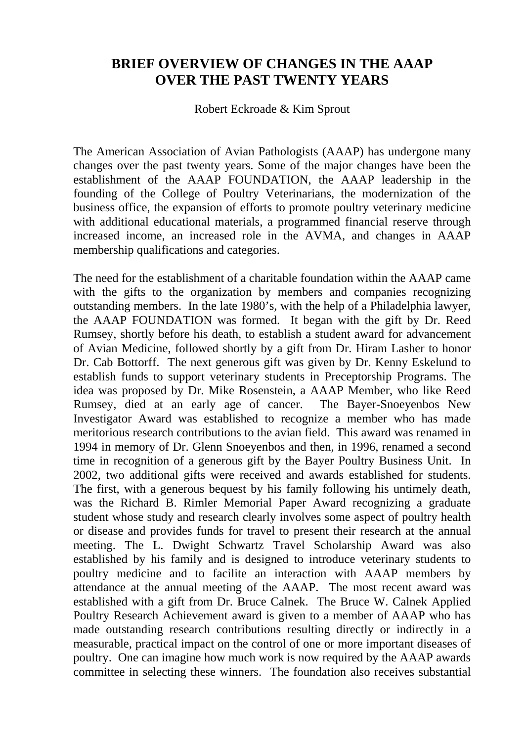# BRIEF OVERVIEW OF CHANGES IN THE AAAP OVER THE PAST TWENTY YEARS

Robert Eckroade & Kim Sprout

The American Association of Avian Pathologists (AAAP) has undergone many changes over the past twenty years. Some of the major changes have been the establishment of the AAAP FOUNDATION, the AAAP leadership in the founding of the College of Poultry Veterinarians, the modernization of the business office, the expansion of efforts to promote poultry veterinary medicine with additional educational materials, a programmed financial reserve through increased income, an increased role in the AVMA, and changes in AAAP membership qualifications and categories.

The need for the establishment of a charitable foundation within the AAAP came with the gifts to the organization by members and companies recognizing outstanding members. In the late 1980's, with the help of a Philadelphia lawyer, the AAAP FOUNDATION was formed. It began with the gift by Dr. Reed Rumsey, shortly before his death, to establish a student award for advancement of Avian Medicine, followed shortly by a gift from Dr. Hiram Lasher to honor Dr. Cab Bottorff. The next generous gift was given by Dr. Kenny Eskelund to establish funds to support veterinary students in Preceptorship Programs. The idea was proposed by Dr. Mike Rosenstein, a AAAP Member, who like Reed Rumsey, died at an early age of cancer. The Bayer-Snoeyenbos New Investigator Award was established to recognize a member who has made meritorious research contributions to the avian field. This award was renamed in 1994 in memory of Dr. Glenn Snoeyenbos and then, in 1996, renamed a second time in recognition of a generous gift by the Bayer Poultry Business Unit. In 2002, two additional gifts were received and awards established for students. The first, with a generous bequest by his family following his untimely death, was the Richard B. Rimler Memorial Paper Award recognizing a graduate student whose study and research clearly involves some aspect of poultry health or disease and provides funds for travel to present their research at the annual meeting. The L. Dwight Schwartz Travel Scholarship Award was also established by his family and is designed to introduce veterinary students to poultry medicine and to facilite an interaction with AAAP members by attendance at the annual meeting of the AAAP. The most recent award was established with a gift from Dr. Bruce Calnek. The Bruce W. Calnek Applied Poultry Research Achievement award is given to a member of AAAP who has made outstanding research contributions resulting directly or indirectly in a measurable, practical impact on the control of one or more important diseases of poultry. One can imagine how much work is now required by the AAAP awards committee in selecting these winners. The foundation also receives substantial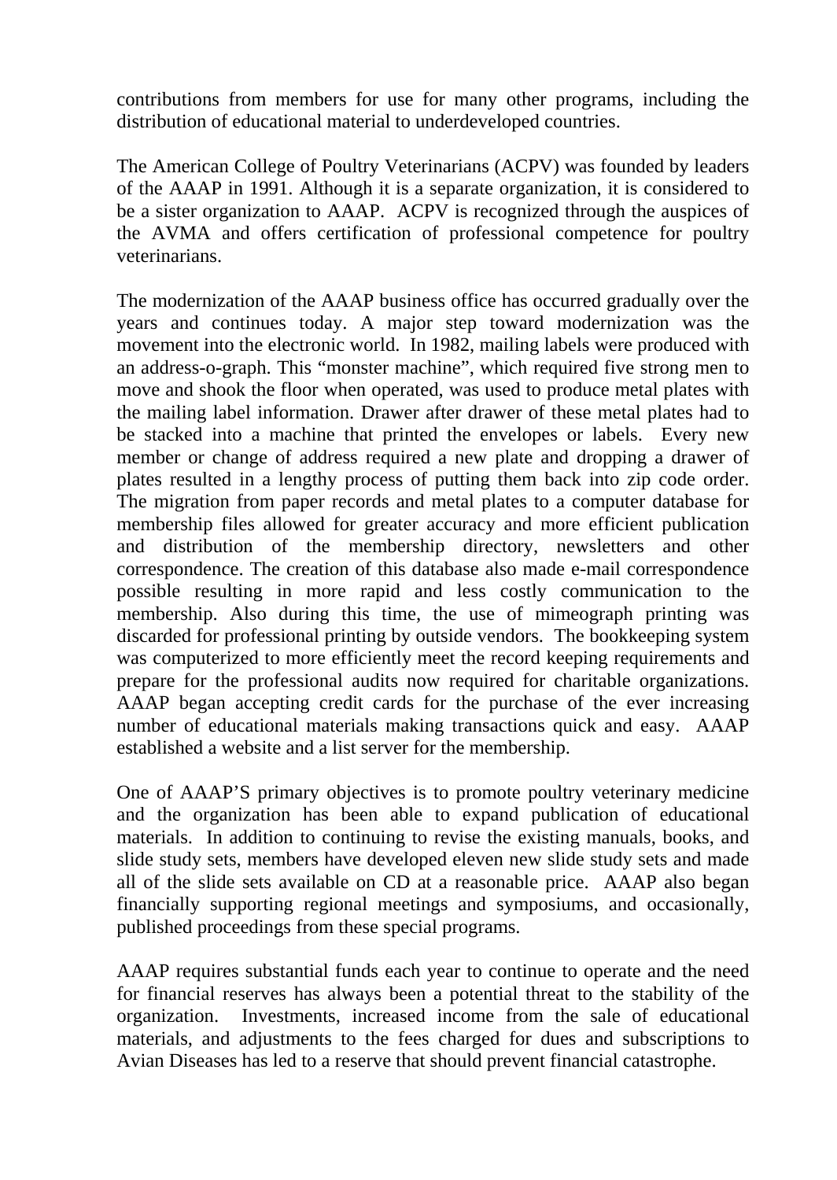contributions from members for use for many other programs, including the distribution of educational material to underdeveloped countries.

The American College of Poultry Veterinarians (ACPV) was founded by leaders of the AAAP in 1991. Although it is a separate organization, it is considered to be a sister organization to AAAP. ACPV is recognized through the auspices of the AVMA and offers certification of professional competence for poultry veterinarians.

The modernization of the AAAP business office has occurred gradually over the years and continues today. A major step toward modernization was the movement into the electronic world. In 1982, mailing labels were produced with an address-o-graph. This "monster machine", which required five strong men to move and shook the floor when operated, was used to produce metal plates with the mailing label information. Drawer after drawer of these metal plates had to be stacked into a machine that printed the envelopes or labels. Every new member or change of address required a new plate and dropping a drawer of plates resulted in a lengthy process of putting them back into zip code order. The migration from paper records and metal plates to a computer database for membership files allowed for greater accuracy and more efficient publication and distribution of the membership directory, newsletters and other correspondence. The creation of this database also made e-mail correspondence possible resulting in more rapid and less costly communication to the membership. Also during this time, the use of mimeograph printing was discarded for professional printing by outside vendors. The bookkeeping system was computerized to more efficiently meet the record keeping requirements and prepare for the professional audits now required for charitable organizations. AAAP began accepting credit cards for the purchase of the ever increasing number of educational materials making transactions quick and easy. AAAP established a website and a list server for the membership.

One of AAAP'S primary objectives is to promote poultry veterinary medicine and the organization has been able to expand publication of educational materials. In addition to continuing to revise the existing manuals, books, and slide study sets, members have developed eleven new slide study sets and made all of the slide sets available on CD at a reasonable price. AAAP also began financially supporting regional meetings and symposiums, and occasionally, published proceedings from these special programs.

AAAP requires substantial funds each year to continue to operate and the need for financial reserves has always been a potential threat to the stability of the organization. Investments, increased income from the sale of educational materials, and adjustments to the fees charged for dues and subscriptions to Avian Diseases has led to a reserve that should prevent financial catastrophe.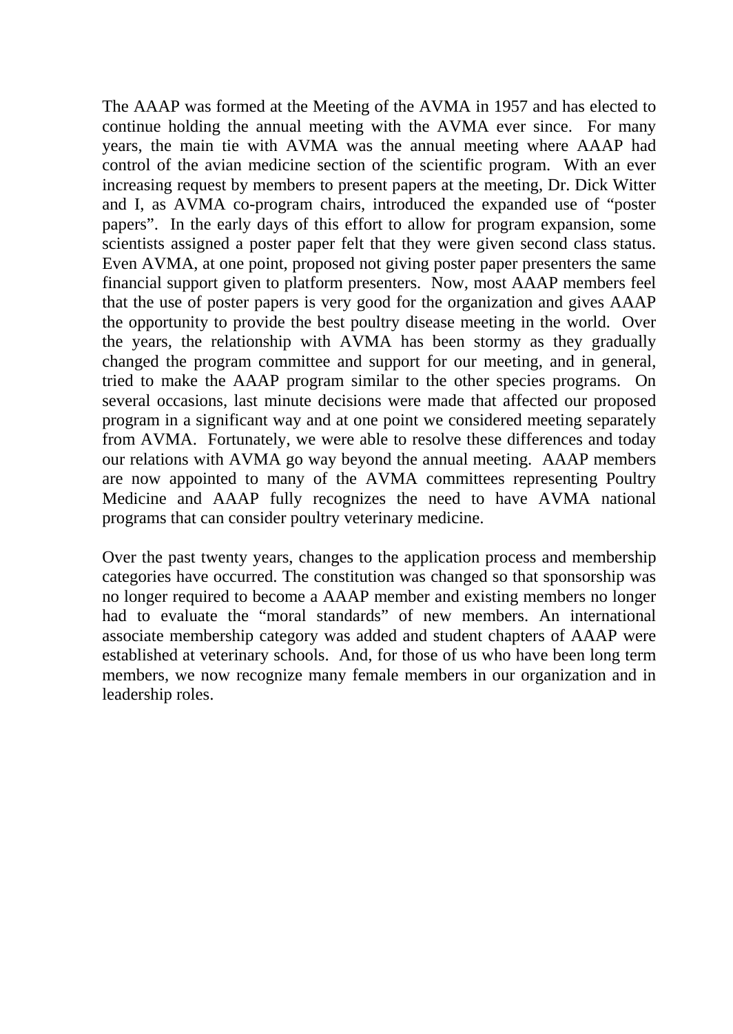The AAAP was formed at the Meeting of the AVMA in 1957 and has elected to continue holding the annual meeting with the AVMA ever since. For many years, the main tie with AVMA was the annual meeting where AAAP had control of the avian medicine section of the scientific program. With an ever increasing request by members to present papers at the meeting, Dr. Dick Witter and I, as AVMA co-program chairs, introduced the expanded use of "poster papers". In the early days of this effort to allow for program expansion, some scientists assigned a poster paper felt that they were given second class status. Even AVMA, at one point, proposed not giving poster paper presenters the same financial support given to platform presenters. Now, most AAAP members feel that the use of poster papers is very good for the organization and gives AAAP the opportunity to provide the best poultry disease meeting in the world. Over the years, the relationship with AVMA has been stormy as they gradually changed the program committee and support for our meeting, and in general, tried to make the AAAP program similar to the other species programs. On several occasions, last minute decisions were made that affected our proposed program in a significant way and at one point we considered meeting separately from AVMA. Fortunately, we were able to resolve these differences and today our relations with AVMA go way beyond the annual meeting. AAAP members are now appointed to many of the AVMA committees representing Poultry Medicine and AAAP fully recognizes the need to have AVMA national programs that can consider poultry veterinary medicine.

Over the past twenty years, changes to the application process and membership categories have occurred. The constitution was changed so that sponsorship was no longer required to become a AAAP member and existing members no longer had to evaluate the "moral standards" of new members. An international associate membership category was added and student chapters of AAAP were established at veterinary schools. And, for those of us who have been long term members, we now recognize many female members in our organization and in leadership roles.